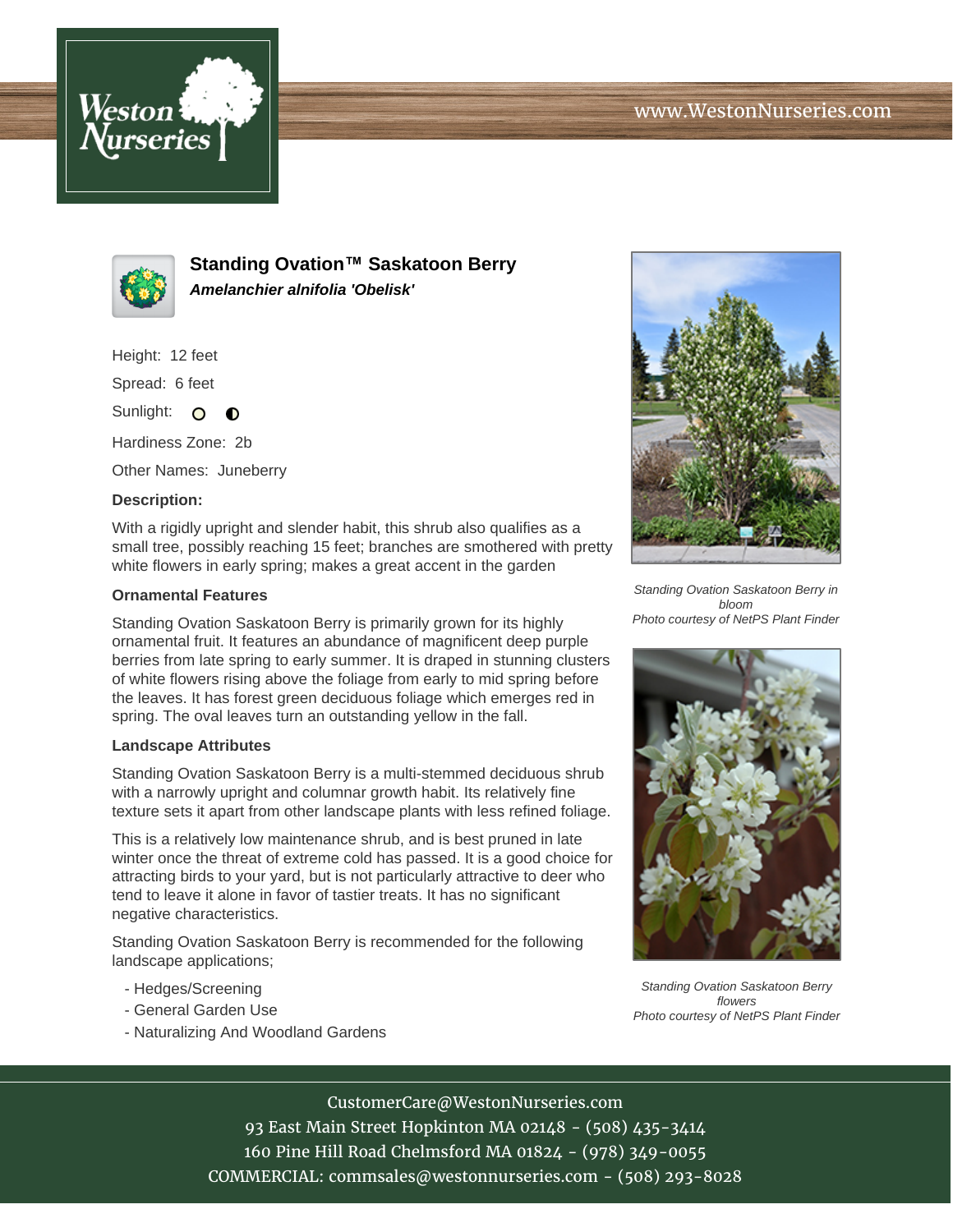# Standing Ovation™ Saskatoon Berry

***Amelanchier alnifolia 'Obelisk'***

Height: 12 feet

Spread: 6 feet

Sunlight:

Hardiness Zone: 2b

Other Names: Juneberry

**Description:**

With a rigidly upright and slender habit, this shrub also qualifies as a small tree, possibly reaching 15 feet; branches are smothered with pretty white flowers in early spring; makes a great accent in the garden

### Ornamental Features

Standing Ovation Saskatoon Berry is primarily grown for its highly ornamental fruit. It features an abundance of magnificent deep purple berries from late spring to early summer. It is draped in stunning clusters of white flowers rising above the foliage from early to mid spring before the leaves. It has forest green deciduous foliage which emerges red in spring. The oval leaves turn an outstanding yellow in the fall.

### Landscape Attributes

Standing Ovation Saskatoon Berry is a multi-stemmed deciduous shrub with a narrowly upright and columnar growth habit. Its relatively fine texture sets it apart from other landscape plants with less refined foliage.

This is a relatively low maintenance shrub, and is best pruned in late winter once the threat of extreme cold has passed. It is a good choice for attracting birds to your yard, but is not particularly attractive to deer who tend to leave it alone in favor of tastier treats. It has no significant negative characteristics.

Standing Ovation Saskatoon Berry is recommended for the following landscape applications;

- Hedges/Screening
- General Garden Use
- Naturalizing And Woodland Gardens

*Standing Ovation Saskatoon Berry in bloom*
*Photo courtesy of NetPS Plant Finder*

*Standing Ovation Saskatoon Berry flowers*
*Photo courtesy of NetPS Plant Finder*

CustomerCare@WestonNurseries.com
93 East Main Street Hopkinton MA 02148 - (508) 435-3414
160 Pine Hill Road Chelmsford MA 01824 - (978) 349-0055
COMMERCIAL: commsales@westonnurseries.com - (508) 293-8028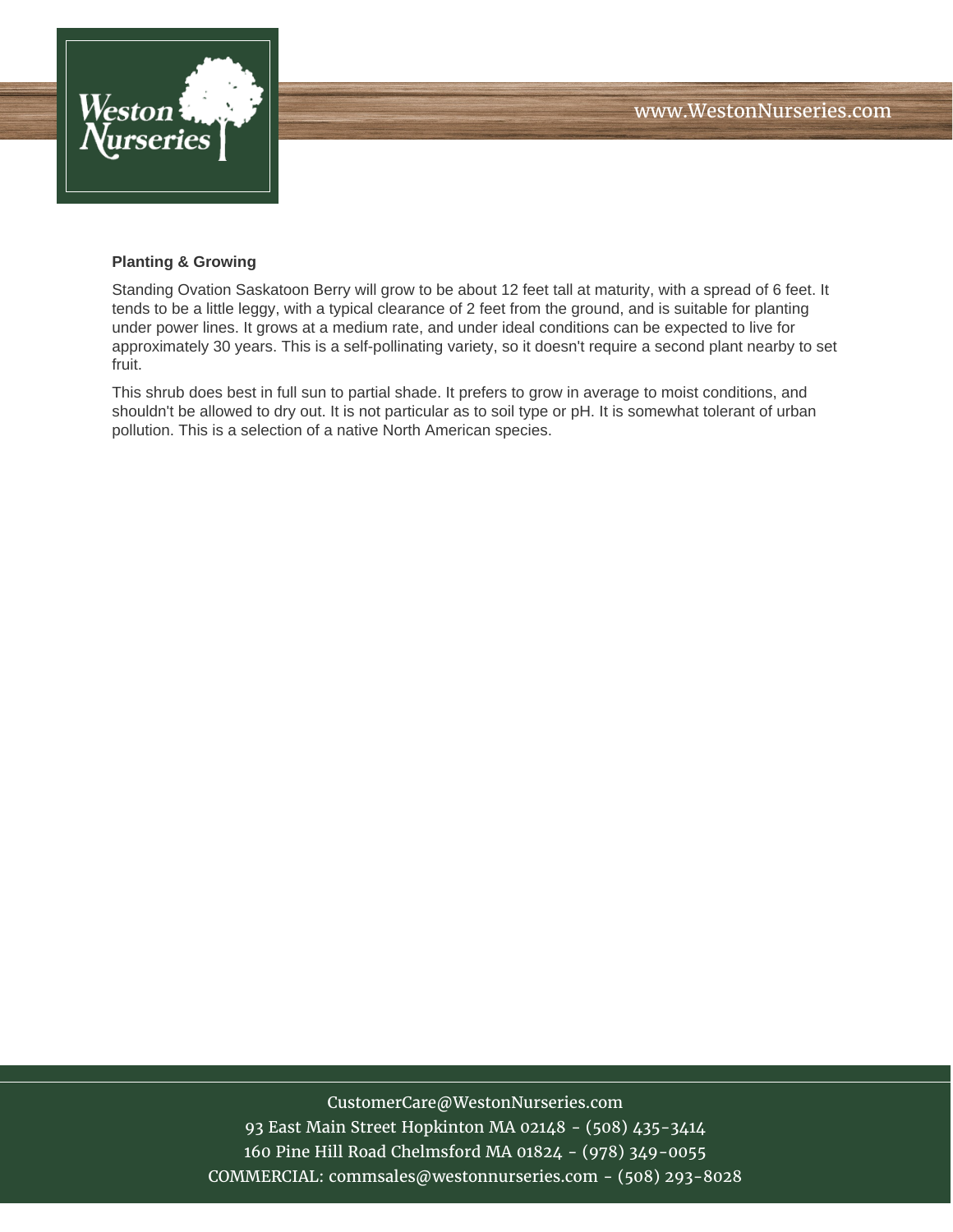### Planting & Growing

Standing Ovation Saskatoon Berry will grow to be about 12 feet tall at maturity, with a spread of 6 feet. It tends to be a little leggy, with a typical clearance of 2 feet from the ground, and is suitable for planting under power lines. It grows at a medium rate, and under ideal conditions can be expected to live for approximately 30 years. This is a self-pollinating variety, so it doesn't require a second plant nearby to set fruit.

This shrub does best in full sun to partial shade. It prefers to grow in average to moist conditions, and shouldn't be allowed to dry out. It is not particular as to soil type or pH. It is somewhat tolerant of urban pollution. This is a selection of a native North American species.